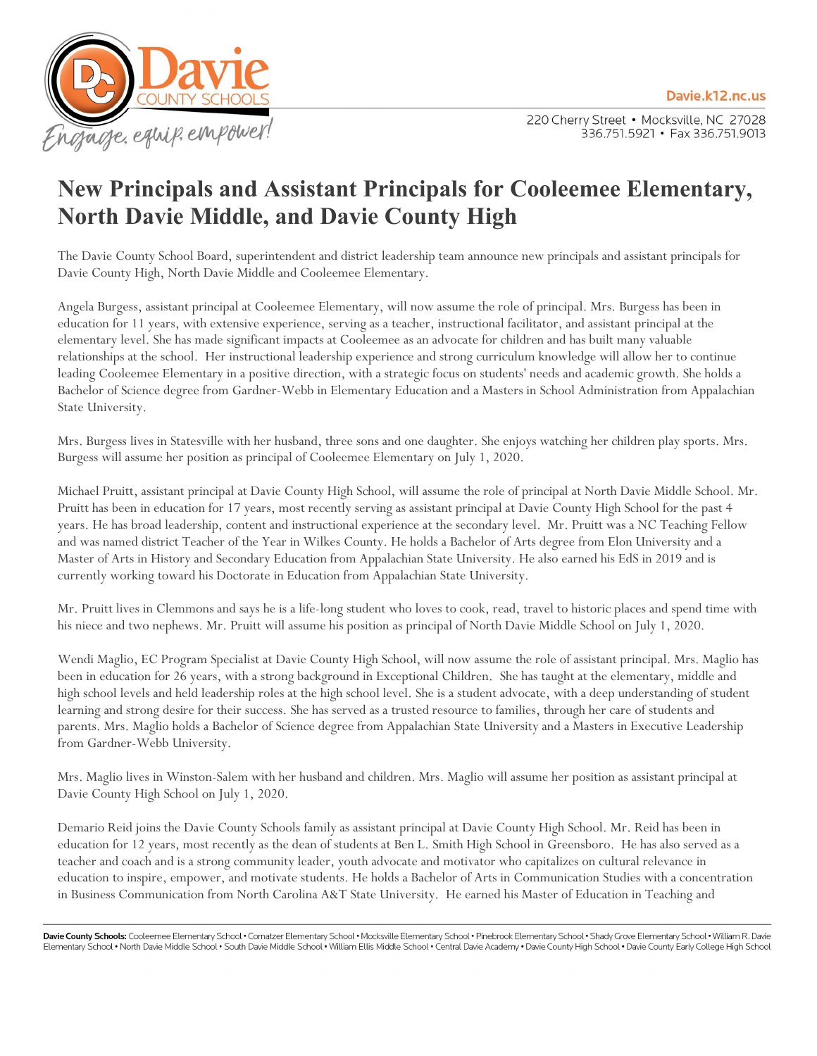# New Principals and Assistant Principals for Cooleemee Elementary, North Davie Middle, and Davie County High

The Davie County School Board, superintendent and district leadership team announce new principals and assistant principals for Davie County High, North Davie Middle and Cooleemee Elementary.

Angela Burgess, assistant principal at Cooleemee Elementary, will now assume the role of principal. Mrs. Burgess has been in education for 11 years, with extensive experience, serving as a teacher, instructional facilitator, and assistant principal at the elementary level. She has made significant impacts at Cooleemee as an advocate for children and has built many valuable relationships at the school. Her instructional leadership experience and strong curriculum knowledge will allow her to continue leading Cooleemee Elementary in a positive direction, with a strategic focus on students' needs and academic growth. She holds a Bachelor of Science degree from Gardner-Webb in Elementary Education and a Masters in School Administration from Appalachian State University.

Mrs. Burgess lives in Statesville with her husband, three sons and one daughter. She enjoys watching her children play sports. Mrs. Burgess will assume her position as principal of Cooleemee Elementary on July 1, 2020.

Michael Pruitt, assistant principal at Davie County High School, will assume the role of principal at North Davie Middle School. Mr. Pruitt has been in education for 17 years, most recently serving as assistant principal at Davie County High School for the past 4 years. He has broad leadership, content and instructional experience at the secondary level. Mr. Pruitt was a NC Teaching Fellow and was named district Teacher of the Year in Wilkes County. He holds a Bachelor of Arts degree from Elon University and a Master of Arts in History and Secondary Education from Appalachian State University. He also earned his EdS in 2019 and is currently working toward his Doctorate in Education from Appalachian State University.

Mr. Pruitt lives in Clemmons and says he is a life-long student who loves to cook, read, travel to historic places and spend time with his niece and two nephews. Mr. Pruitt will assume his position as principal of North Davie Middle School on July 1, 2020.

Wendi Maglio, EC Program Specialist at Davie County High School, will now assume the role of assistant principal. Mrs. Maglio has been in education for 26 years, with a strong background in Exceptional Children. She has taught at the elementary, middle and high school levels and held leadership roles at the high school level. She is a student advocate, with a deep understanding of student learning and strong desire for their success. She has served as a trusted resource to families, through her care of students and parents. Mrs. Maglio holds a Bachelor of Science degree from Appalachian State University and a Masters in Executive Leadership from Gardner-Webb University.

Mrs. Maglio lives in Winston-Salem with her husband and children. Mrs. Maglio will assume her position as assistant principal at Davie County High School on July 1, 2020.

Demario Reid joins the Davie County Schools family as assistant principal at Davie County High School. Mr. Reid has been in education for 12 years, most recently as the dean of students at Ben L. Smith High School in Greensboro. He has also served as a teacher and coach and is a strong community leader, youth advocate and motivator who capitalizes on cultural relevance in education to inspire, empower, and motivate students. He holds a Bachelor of Arts in Communication Studies with a concentration in Business Communication from North Carolina A&T State University. He earned his Master of Education in Teaching and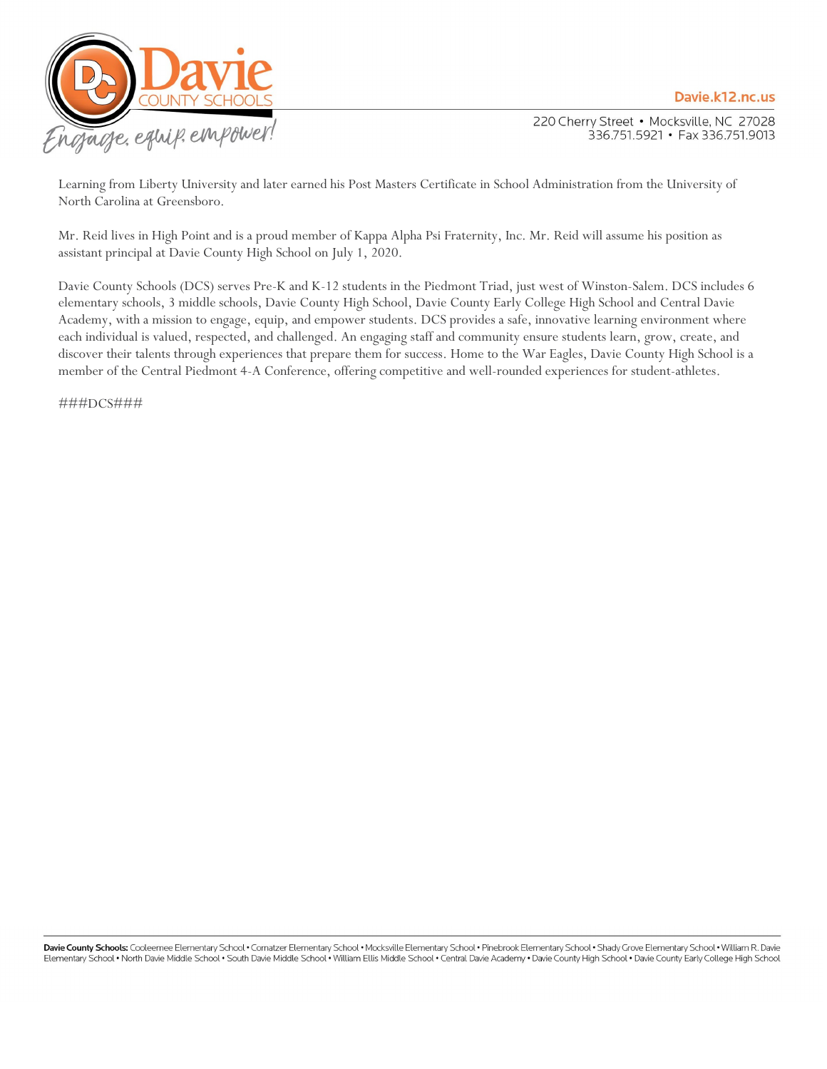Learning from Liberty University and later earned his Post Masters Certificate in School Administration from the University of North Carolina at Greensboro.

Mr. Reid lives in High Point and is a proud member of Kappa Alpha Psi Fraternity, Inc. Mr. Reid will assume his position as assistant principal at Davie County High School on July 1, 2020.

Davie County Schools (DCS) serves Pre-K and K-12 students in the Piedmont Triad, just west of Winston-Salem. DCS includes 6 elementary schools, 3 middle schools, Davie County High School, Davie County Early College High School and Central Davie Academy, with a mission to engage, equip, and empower students. DCS provides a safe, innovative learning environment where each individual is valued, respected, and challenged. An engaging staff and community ensure students learn, grow, create, and discover their talents through experiences that prepare them for success. Home to the War Eagles, Davie County High School is a member of the Central Piedmont 4-A Conference, offering competitive and well-rounded experiences for student-athletes.

###DCS###